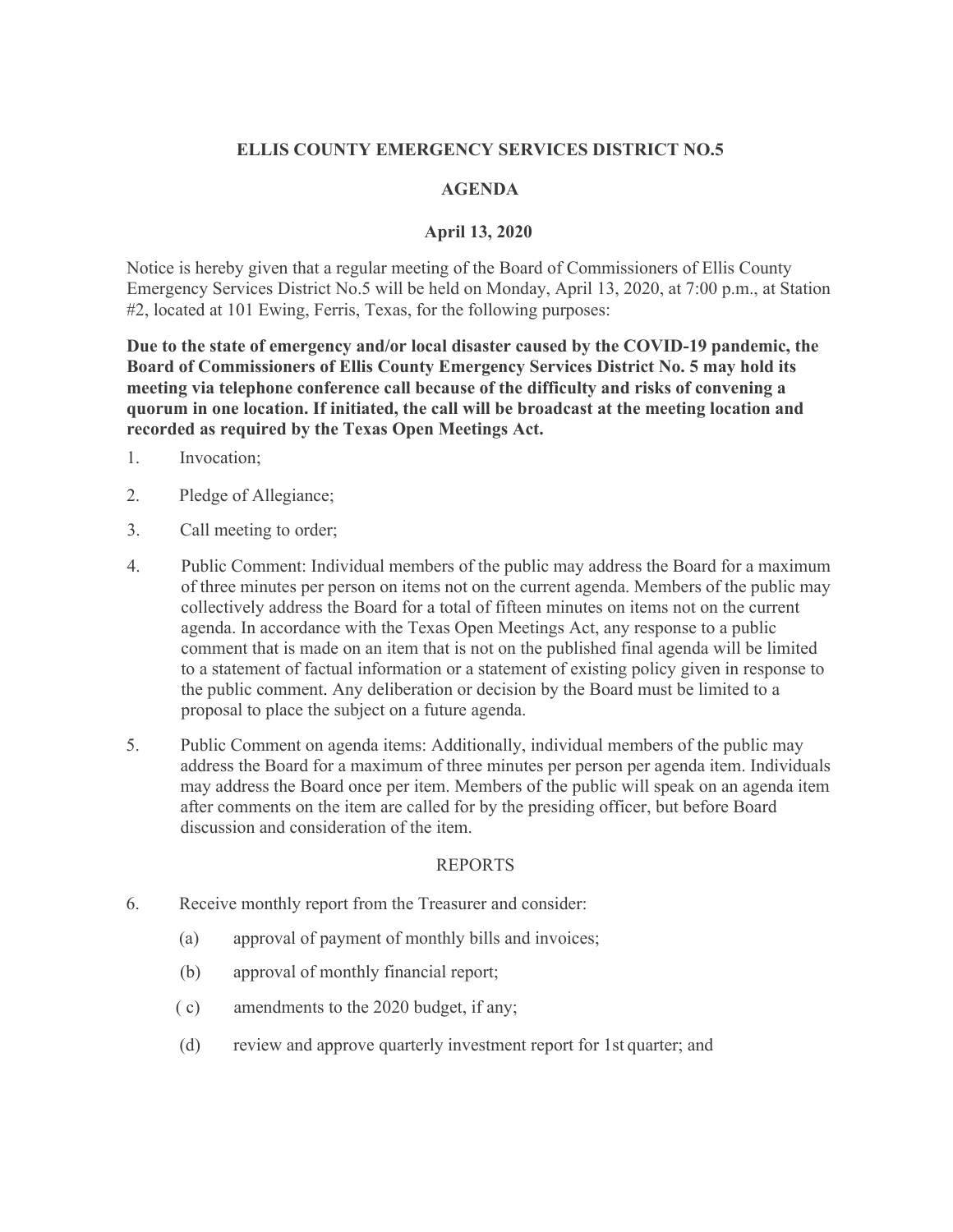# ELLIS COUNTY EMERGENCY SERVICES DISTRICT NO.5

## AGENDA

### April 13, 2020

Notice is hereby given that a regular meeting of the Board of Commissioners of Ellis County Emergency Services District No.5 will be held on Monday, April 13, 2020, at 7:00 p.m., at Station #2, located at 101 Ewing, Ferris, Texas, for the following purposes:

**Due to the state of emergency and/or local disaster caused by the COVID-19 pandemic, the Board of Commissioners of Ellis County Emergency Services District No. 5 may hold its meeting via telephone conference call because of the difficulty and risks of convening a quorum in one location. If initiated, the call will be broadcast at the meeting location and recorded as required by the Texas Open Meetings Act.**

1. Invocation;
2. Pledge of Allegiance;
3. Call meeting to order;
4. Public Comment: Individual members of the public may address the Board for a maximum of three minutes per person on items not on the current agenda. Members of the public may collectively address the Board for a total of fifteen minutes on items not on the current agenda. In accordance with the Texas Open Meetings Act, any response to a public comment that is made on an item that is not on the published final agenda will be limited to a statement of factual information or a statement of existing policy given in response to the public comment. Any deliberation or decision by the Board must be limited to a proposal to place the subject on a future agenda.
5. Public Comment on agenda items: Additionally, individual members of the public may address the Board for a maximum of three minutes per person per agenda item. Individuals may address the Board once per item. Members of the public will speak on an agenda item after comments on the item are called for by the presiding officer, but before Board discussion and consideration of the item.

REPORTS

6. Receive monthly report from the Treasurer and consider:
   - (a) approval of payment of monthly bills and invoices;
   - (b) approval of monthly financial report;
   - ( c) amendments to the 2020 budget, if any;
   - (d) review and approve quarterly investment report for 1st quarter; and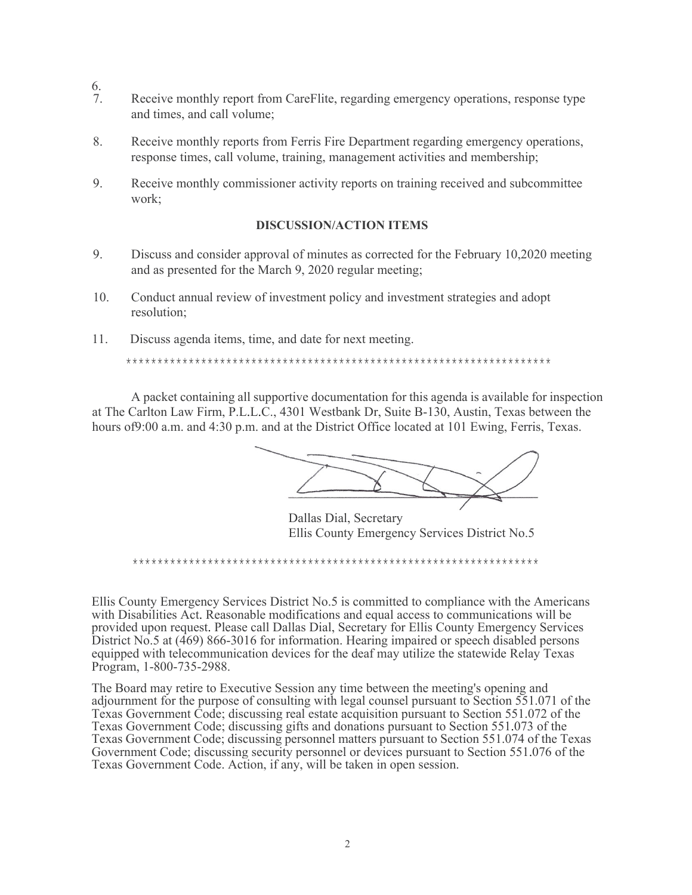6.
7. Receive monthly report from CareFlite, regarding emergency operations, response type and times, and call volume;

8. Receive monthly reports from Ferris Fire Department regarding emergency operations, response times, call volume, training, management activities and membership;

9. Receive monthly commissioner activity reports on training received and subcommittee work;

**DISCUSSION/ACTION ITEMS**

9. Discuss and consider approval of minutes as corrected for the February 10,2020 meeting and as presented for the March 9, 2020 regular meeting;

10. Conduct annual review of investment policy and investment strategies and adopt resolution;

11. Discuss agenda items, time, and date for next meeting.

**********************************************************************

A packet containing all supportive documentation for this agenda is available for inspection at The Carlton Law Firm, P.L.L.C., 4301 Westbank Dr, Suite B-130, Austin, Texas between the hours of9:00 a.m. and 4:30 p.m. and at the District Office located at 101 Ewing, Ferris, Texas.

Dallas Dial, Secretary
Ellis County Emergency Services District No.5

******************************************************************

Ellis County Emergency Services District No.5 is committed to compliance with the Americans with Disabilities Act. Reasonable modifications and equal access to communications will be provided upon request. Please call Dallas Dial, Secretary for Ellis County Emergency Services District No.5 at (469) 866-3016 for information. Hearing impaired or speech disabled persons equipped with telecommunication devices for the deaf may utilize the statewide Relay Texas Program, 1-800-735-2988.

The Board may retire to Executive Session any time between the meeting's opening and adjournment for the purpose of consulting with legal counsel pursuant to Section 551.071 of the Texas Government Code; discussing real estate acquisition pursuant to Section 551.072 of the Texas Government Code; discussing gifts and donations pursuant to Section 551.073 of the Texas Government Code; discussing personnel matters pursuant to Section 551.074 of the Texas Government Code; discussing security personnel or devices pursuant to Section 551.076 of the Texas Government Code. Action, if any, will be taken in open session.